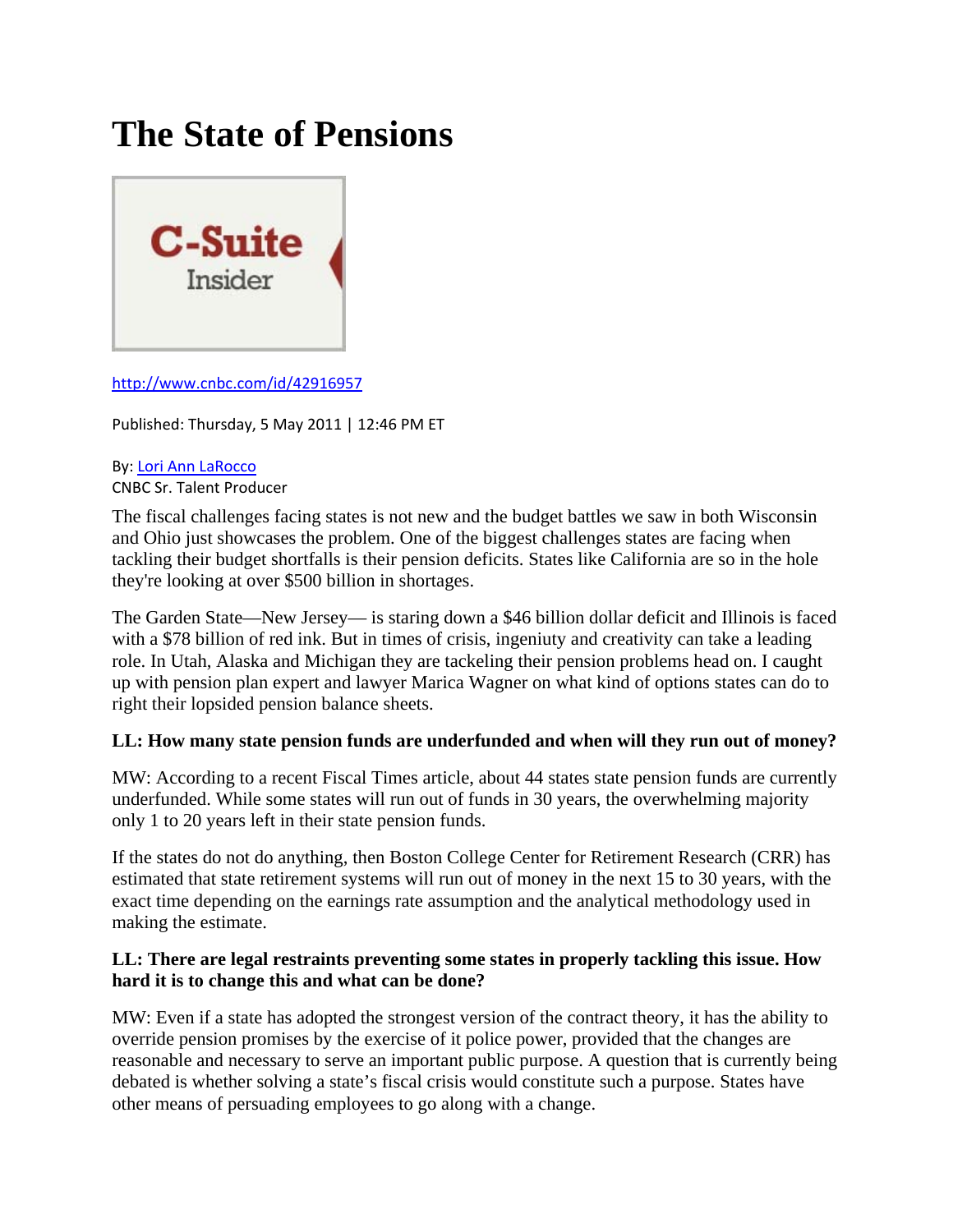# The State of Pensions

C-Suite Insider

http://www.cnbc.com/id/42916957

Published: Thursday, 5 May 2011 | 12:46 PM ET

By: Lori Ann LaRocco
CNBC Sr. Talent Producer

The fiscal challenges facing states is not new and the budget battles we saw in both Wisconsin and Ohio just showcases the problem. One of the biggest challenges states are facing when tackling their budget shortfalls is their pension deficits. States like California are so in the hole they're looking at over $500 billion in shortages.

The Garden State—New Jersey— is staring down a $46 billion dollar deficit and Illinois is faced with a $78 billion of red ink. But in times of crisis, ingeniuty and creativity can take a leading role. In Utah, Alaska and Michigan they are tackeling their pension problems head on. I caught up with pension plan expert and lawyer Marica Wagner on what kind of options states can do to right their lopsided pension balance sheets.

**LL: How many state pension funds are underfunded and when will they run out of money?**

MW: According to a recent Fiscal Times article, about 44 states state pension funds are currently underfunded. While some states will run out of funds in 30 years, the overwhelming majority only 1 to 20 years left in their state pension funds.

If the states do not do anything, then Boston College Center for Retirement Research (CRR) has estimated that state retirement systems will run out of money in the next 15 to 30 years, with the exact time depending on the earnings rate assumption and the analytical methodology used in making the estimate.

**LL: There are legal restraints preventing some states in properly tackling this issue. How hard it is to change this and what can be done?**

MW: Even if a state has adopted the strongest version of the contract theory, it has the ability to override pension promises by the exercise of it police power, provided that the changes are reasonable and necessary to serve an important public purpose. A question that is currently being debated is whether solving a state's fiscal crisis would constitute such a purpose. States have other means of persuading employees to go along with a change.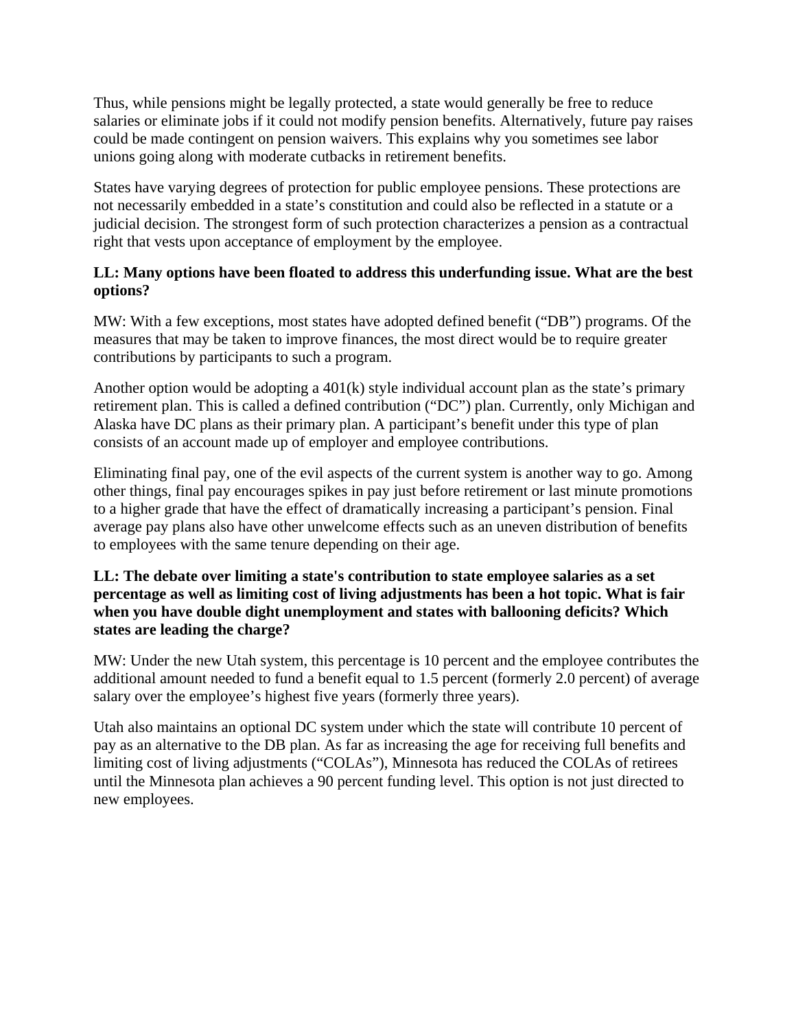Thus, while pensions might be legally protected, a state would generally be free to reduce salaries or eliminate jobs if it could not modify pension benefits. Alternatively, future pay raises could be made contingent on pension waivers. This explains why you sometimes see labor unions going along with moderate cutbacks in retirement benefits.

States have varying degrees of protection for public employee pensions. These protections are not necessarily embedded in a state's constitution and could also be reflected in a statute or a judicial decision. The strongest form of such protection characterizes a pension as a contractual right that vests upon acceptance of employment by the employee.

**LL: Many options have been floated to address this underfunding issue. What are the best options?**

MW: With a few exceptions, most states have adopted defined benefit ("DB") programs. Of the measures that may be taken to improve finances, the most direct would be to require greater contributions by participants to such a program.

Another option would be adopting a 401(k) style individual account plan as the state's primary retirement plan. This is called a defined contribution ("DC") plan. Currently, only Michigan and Alaska have DC plans as their primary plan. A participant's benefit under this type of plan consists of an account made up of employer and employee contributions.

Eliminating final pay, one of the evil aspects of the current system is another way to go. Among other things, final pay encourages spikes in pay just before retirement or last minute promotions to a higher grade that have the effect of dramatically increasing a participant's pension. Final average pay plans also have other unwelcome effects such as an uneven distribution of benefits to employees with the same tenure depending on their age.

**LL: The debate over limiting a state's contribution to state employee salaries as a set percentage as well as limiting cost of living adjustments has been a hot topic. What is fair when you have double dight unemployment and states with ballooning deficits? Which states are leading the charge?**

MW: Under the new Utah system, this percentage is 10 percent and the employee contributes the additional amount needed to fund a benefit equal to 1.5 percent (formerly 2.0 percent) of average salary over the employee's highest five years (formerly three years).

Utah also maintains an optional DC system under which the state will contribute 10 percent of pay as an alternative to the DB plan. As far as increasing the age for receiving full benefits and limiting cost of living adjustments ("COLAs"), Minnesota has reduced the COLAs of retirees until the Minnesota plan achieves a 90 percent funding level. This option is not just directed to new employees.